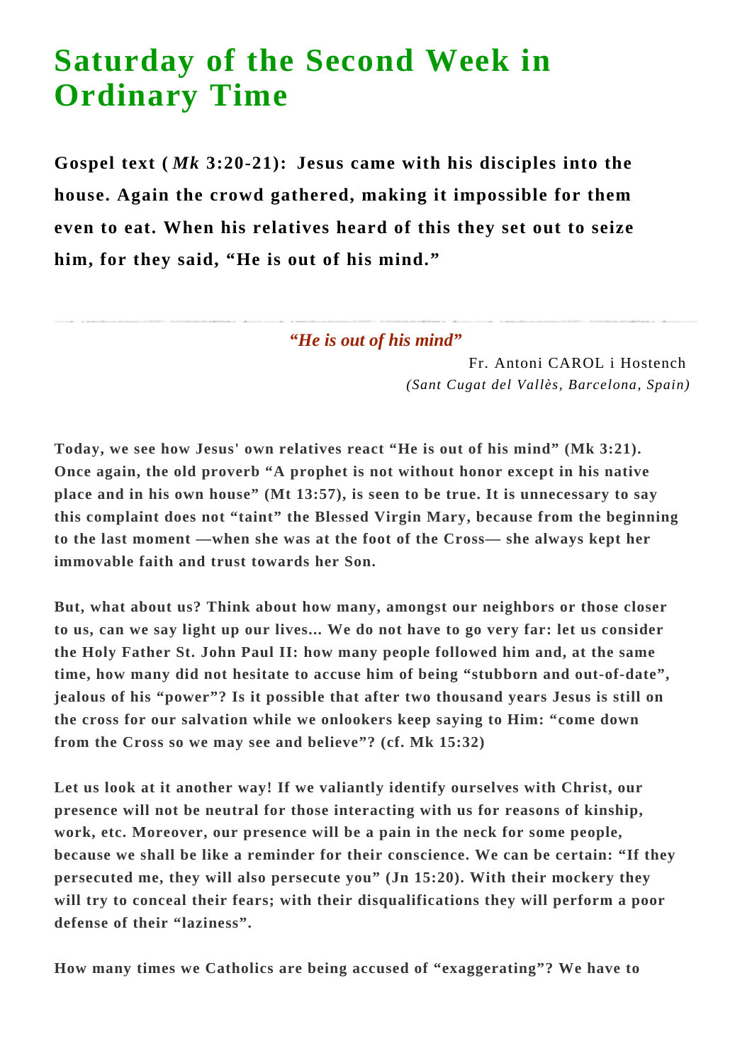# Saturday of the Second Week in Ordinary Time

**Gospel text (*Mk* 3:20-21): Jesus came with his disciples into the house. Again the crowd gathered, making it impossible for them even to eat. When his relatives heard of this they set out to seize him, for they said, "He is out of his mind."**

---

*"He is out of his mind"*

Fr. Antoni CAROL i Hostench
*(Sant Cugat del Vallès, Barcelona, Spain)*

**Today, we see how Jesus' own relatives react "He is out of his mind" (Mk 3:21). Once again, the old proverb "A prophet is not without honor except in his native place and in his own house" (Mt 13:57), is seen to be true. It is unnecessary to say this complaint does not "taint" the Blessed Virgin Mary, because from the beginning to the last moment —when she was at the foot of the Cross— she always kept her immovable faith and trust towards her Son.**

**But, what about us? Think about how many, amongst our neighbors or those closer to us, can we say light up our lives... We do not have to go very far: let us consider the Holy Father St. John Paul II: how many people followed him and, at the same time, how many did not hesitate to accuse him of being "stubborn and out-of-date", jealous of his "power"? Is it possible that after two thousand years Jesus is still on the cross for our salvation while we onlookers keep saying to Him: "come down from the Cross so we may see and believe"? (cf. Mk 15:32)**

**Let us look at it another way! If we valiantly identify ourselves with Christ, our presence will not be neutral for those interacting with us for reasons of kinship, work, etc. Moreover, our presence will be a pain in the neck for some people, because we shall be like a reminder for their conscience. We can be certain: "If they persecuted me, they will also persecute you" (Jn 15:20). With their mockery they will try to conceal their fears; with their disqualifications they will perform a poor defense of their "laziness".**

**How many times we Catholics are being accused of "exaggerating"? We have to**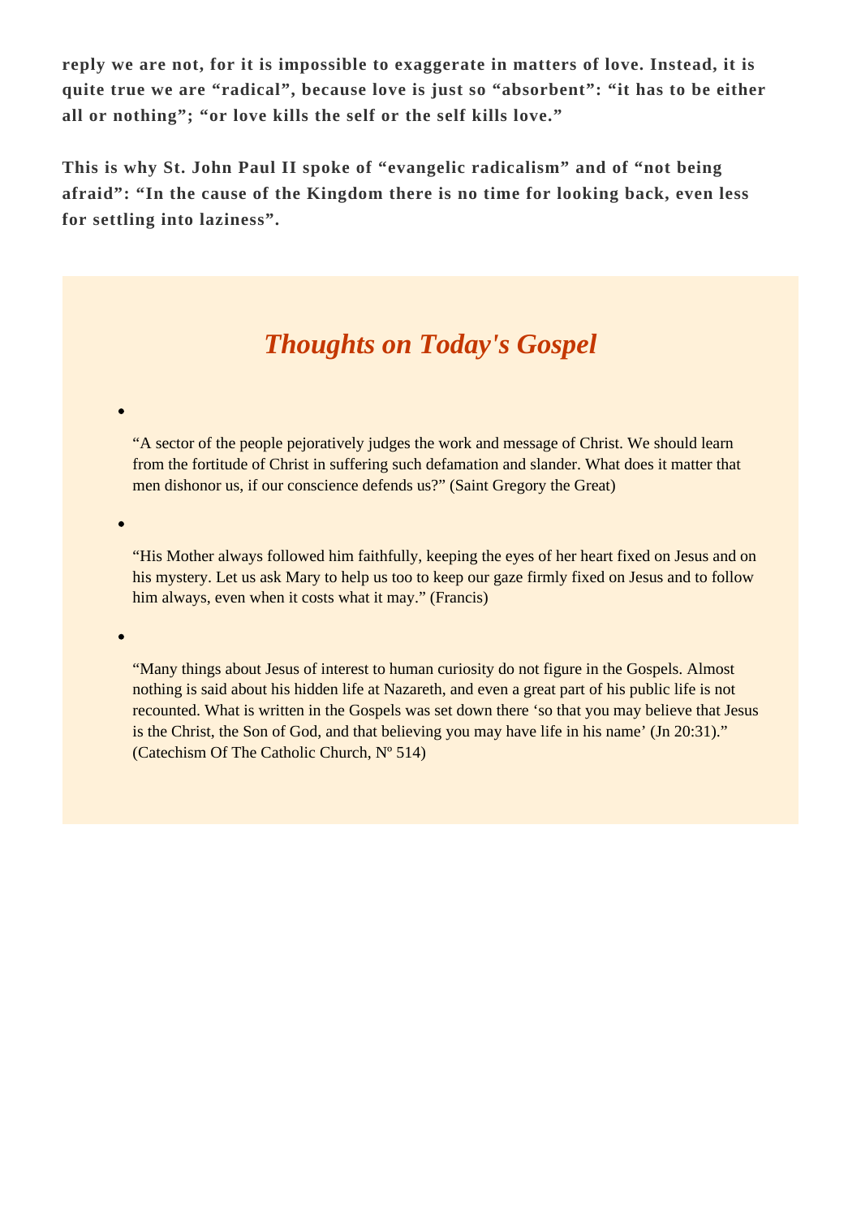**reply we are not, for it is impossible to exaggerate in matters of love. Instead, it is quite true we are “radical”, because love is just so “absorbent”: “it has to be either all or nothing”; “or love kills the self or the self kills love.”**

**This is why St. John Paul II spoke of “evangelic radicalism” and of “not being afraid”: “In the cause of the Kingdom there is no time for looking back, even less for settling into laziness”.**

## *Thoughts on Today's Gospel*

- “A sector of the people pejoratively judges the work and message of Christ. We should learn from the fortitude of Christ in suffering such defamation and slander. What does it matter that men dishonor us, if our conscience defends us?” (Saint Gregory the Great)

- “His Mother always followed him faithfully, keeping the eyes of her heart fixed on Jesus and on his mystery. Let us ask Mary to help us too to keep our gaze firmly fixed on Jesus and to follow him always, even when it costs what it may.” (Francis)

- “Many things about Jesus of interest to human curiosity do not figure in the Gospels. Almost nothing is said about his hidden life at Nazareth, and even a great part of his public life is not recounted. What is written in the Gospels was set down there ‘so that you may believe that Jesus is the Christ, the Son of God, and that believing you may have life in his name’ (Jn 20:31).” (Catechism Of The Catholic Church, Nº 514)